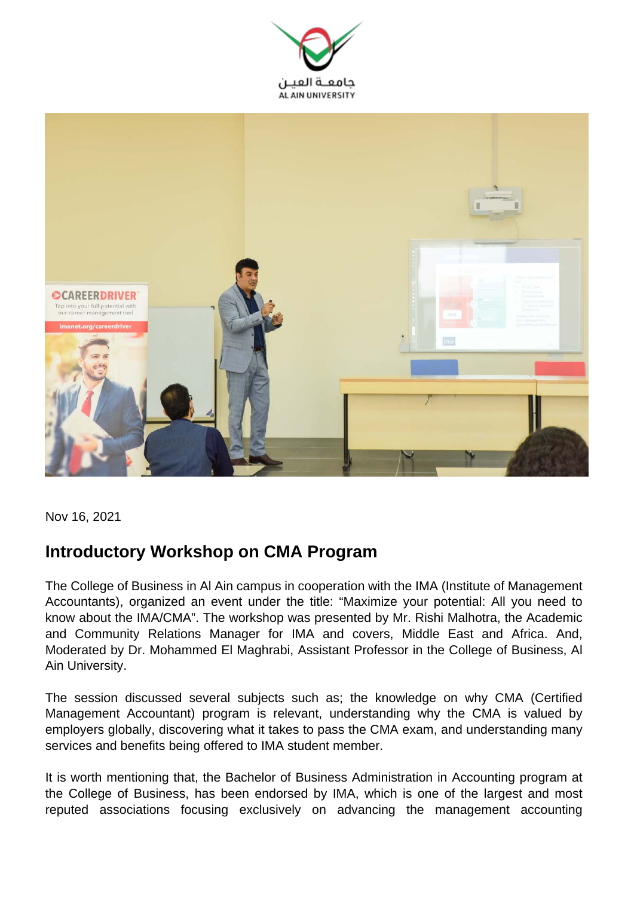Nov 16, 2021

## Introductory Workshop on CMA Program

The College of Business in Al Ain campus in cooperation with the IMA (Institute of Management Accountants), organized an event under the title: “Maximize your potential: All you need to know about the IMA/CMA”. The workshop was presented by Mr. Rishi Malhotra, the Academic and Community Relations Manager for IMA and covers, Middle East and Africa. And, Moderated by Dr. Mohammed El Maghrabi, Assistant Professor in the College of Business, Al Ain University.

The session discussed several subjects such as; the knowledge on why CMA (Certified Management Accountant) program is relevant, understanding why the CMA is valued by employers globally, discovering what it takes to pass the CMA exam, and understanding many services and benefits being offered to IMA student member.

It is worth mentioning that, the Bachelor of Business Administration in Accounting program at the College of Business, has been endorsed by IMA, which is one of the largest and most reputed associations focusing exclusively on advancing the management accounting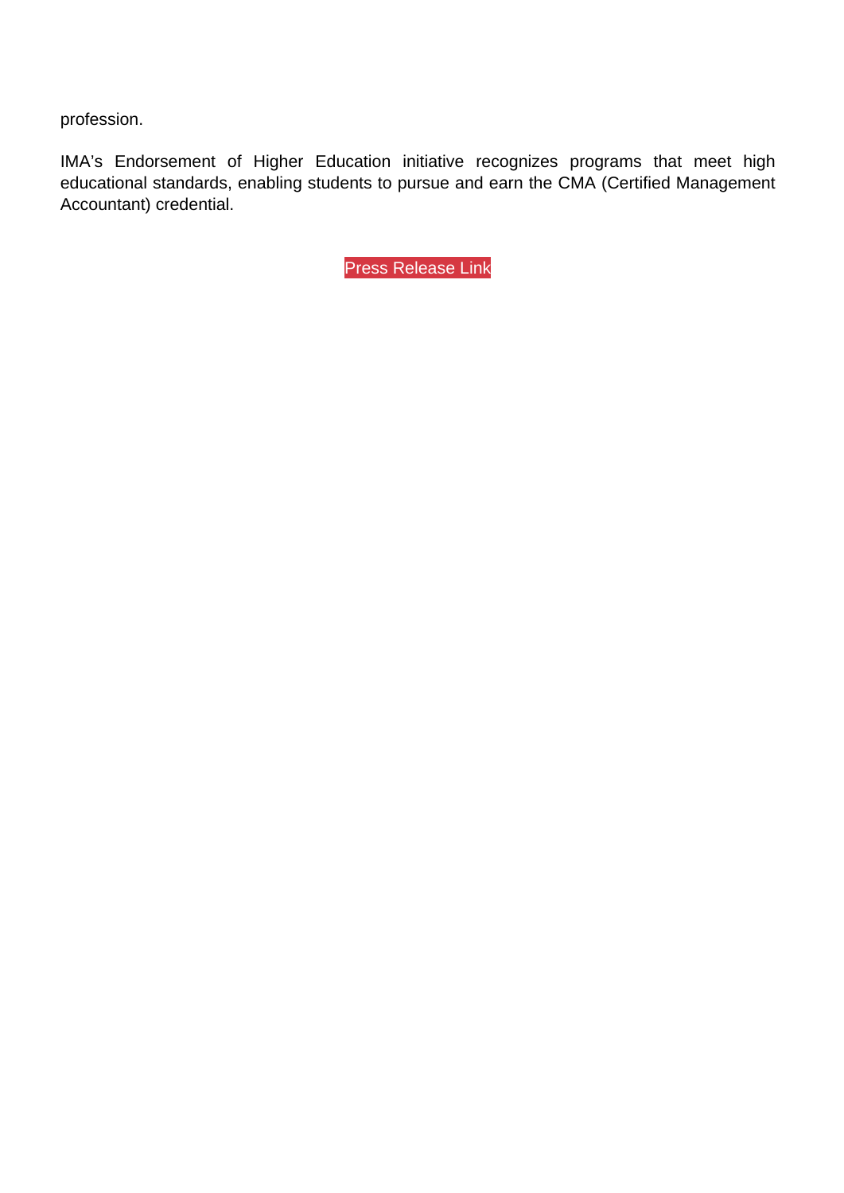profession.

IMA's Endorsement of Higher Education initiative recognizes programs that meet high educational standards, enabling students to pursue and earn the CMA (Certified Management Accountant) credential.

Press Release Link